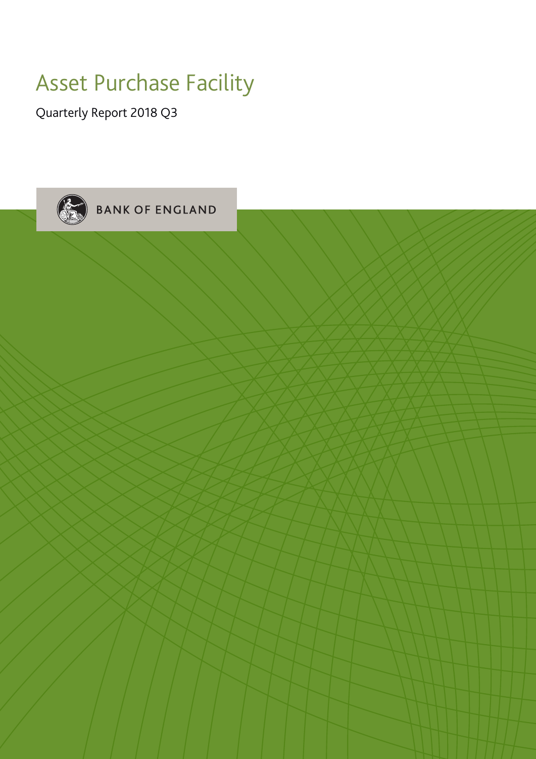# Asset Purchase Facility

Quarterly Report 2018 Q3

BANK OF ENGLAND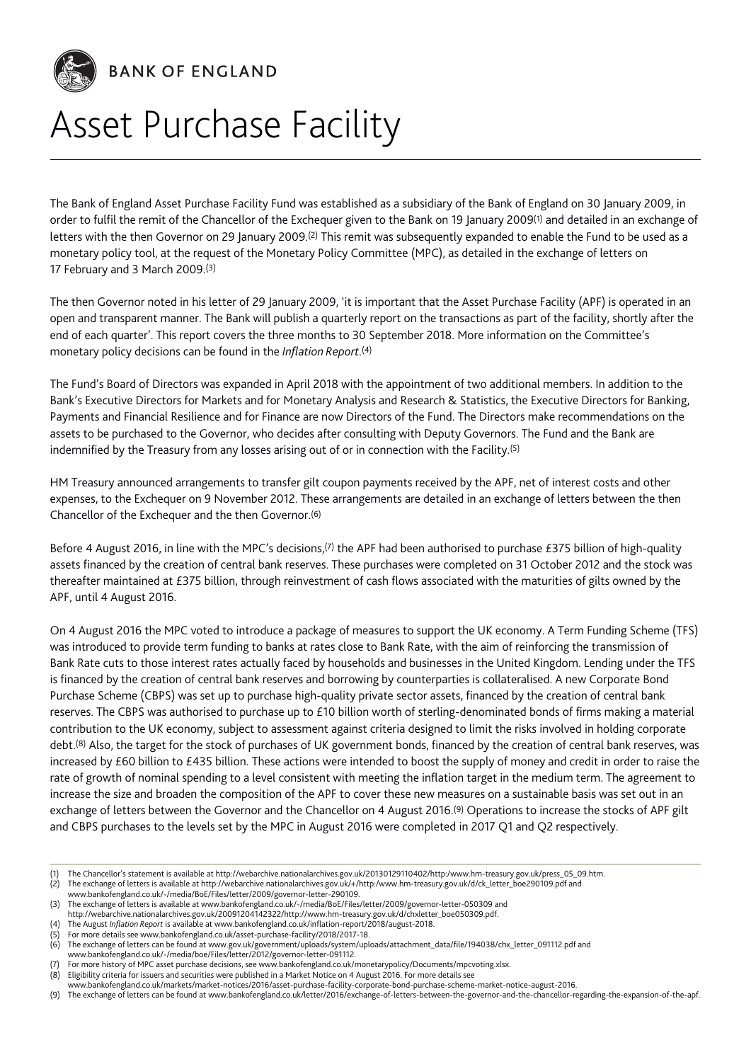BANK OF ENGLAND

# Asset Purchase Facility

The Bank of England Asset Purchase Facility Fund was established as a subsidiary of the Bank of England on 30 January 2009, in order to fulfil the remit of the Chancellor of the Exchequer given to the Bank on 19 January 2009[1] and detailed in an exchange of letters with the then Governor on 29 January 2009.[2] This remit was subsequently expanded to enable the Fund to be used as a monetary policy tool, at the request of the Monetary Policy Committee (MPC), as detailed in the exchange of letters on 17 February and 3 March 2009.[3]

The then Governor noted in his letter of 29 January 2009, 'it is important that the Asset Purchase Facility (APF) is operated in an open and transparent manner. The Bank will publish a quarterly report on the transactions as part of the facility, shortly after the end of each quarter'. This report covers the three months to 30 September 2018. More information on the Committee's monetary policy decisions can be found in the *Inflation Report*.[4]

The Fund's Board of Directors was expanded in April 2018 with the appointment of two additional members. In addition to the Bank's Executive Directors for Markets and for Monetary Analysis and Research & Statistics, the Executive Directors for Banking, Payments and Financial Resilience and for Finance are now Directors of the Fund. The Directors make recommendations on the assets to be purchased to the Governor, who decides after consulting with Deputy Governors. The Fund and the Bank are indemnified by the Treasury from any losses arising out of or in connection with the Facility.[5]

HM Treasury announced arrangements to transfer gilt coupon payments received by the APF, net of interest costs and other expenses, to the Exchequer on 9 November 2012. These arrangements are detailed in an exchange of letters between the then Chancellor of the Exchequer and the then Governor.[6]

Before 4 August 2016, in line with the MPC's decisions,[7] the APF had been authorised to purchase £375 billion of high-quality assets financed by the creation of central bank reserves. These purchases were completed on 31 October 2012 and the stock was thereafter maintained at £375 billion, through reinvestment of cash flows associated with the maturities of gilts owned by the APF, until 4 August 2016.

On 4 August 2016 the MPC voted to introduce a package of measures to support the UK economy. A Term Funding Scheme (TFS) was introduced to provide term funding to banks at rates close to Bank Rate, with the aim of reinforcing the transmission of Bank Rate cuts to those interest rates actually faced by households and businesses in the United Kingdom. Lending under the TFS is financed by the creation of central bank reserves and borrowing by counterparties is collateralised. A new Corporate Bond Purchase Scheme (CBPS) was set up to purchase high-quality private sector assets, financed by the creation of central bank reserves. The CBPS was authorised to purchase up to £10 billion worth of sterling-denominated bonds of firms making a material contribution to the UK economy, subject to assessment against criteria designed to limit the risks involved in holding corporate debt.[8] Also, the target for the stock of purchases of UK government bonds, financed by the creation of central bank reserves, was increased by £60 billion to £435 billion. These actions were intended to boost the supply of money and credit in order to raise the rate of growth of nominal spending to a level consistent with meeting the inflation target in the medium term. The agreement to increase the size and broaden the composition of the APF to cover these new measures on a sustainable basis was set out in an exchange of letters between the Governor and the Chancellor on 4 August 2016.[9] Operations to increase the stocks of APF gilt and CBPS purchases to the levels set by the MPC in August 2016 were completed in 2017 Q1 and Q2 respectively.

---

(1) The Chancellor's statement is available at http://webarchive.nationalarchives.gov.uk/20130129110402/http:/www.hm-treasury.gov.uk/press_05_09.htm.
(2) The exchange of letters is available at http://webarchive.nationalarchives.gov.uk/+/http:/www.hm-treasury.gov.uk/d/ck_letter_boe290109.pdf and www.bankofengland.co.uk/-/media/BoE/Files/letter/2009/governor-letter-290109.
(3) The exchange of letters is available at www.bankofengland.co.uk/-/media/BoE/Files/letter/2009/governor-letter-050309 and http://webarchive.nationalarchives.gov.uk/20091204142322/http://www.hm-treasury.gov.uk/d/chxletter_boe050309.pdf.
(4) The August *Inflation Report* is available at www.bankofengland.co.uk/inflation-report/2018/august-2018.
(5) For more details see www.bankofengland.co.uk/asset-purchase-facility/2018/2017-18.
(6) The exchange of letters can be found at www.gov.uk/government/uploads/system/uploads/attachment_data/file/194038/chx_letter_091112.pdf and www.bankofengland.co.uk/-/media/boe/Files/letter/2012/governor-letter-091112.
(7) For more history of MPC asset purchase decisions, see www.bankofengland.co.uk/monetarypolicy/Documents/mpcvoting.xlsx.
(8) Eligibility criteria for issuers and securities were published in a Market Notice on 4 August 2016. For more details see www.bankofengland.co.uk/markets/market-notices/2016/asset-purchase-facility-corporate-bond-purchase-scheme-market-notice-august-2016.
(9) The exchange of letters can be found at www.bankofengland.co.uk/letter/2016/exchange-of-letters-between-the-governor-and-the-chancellor-regarding-the-expansion-of-the-apf.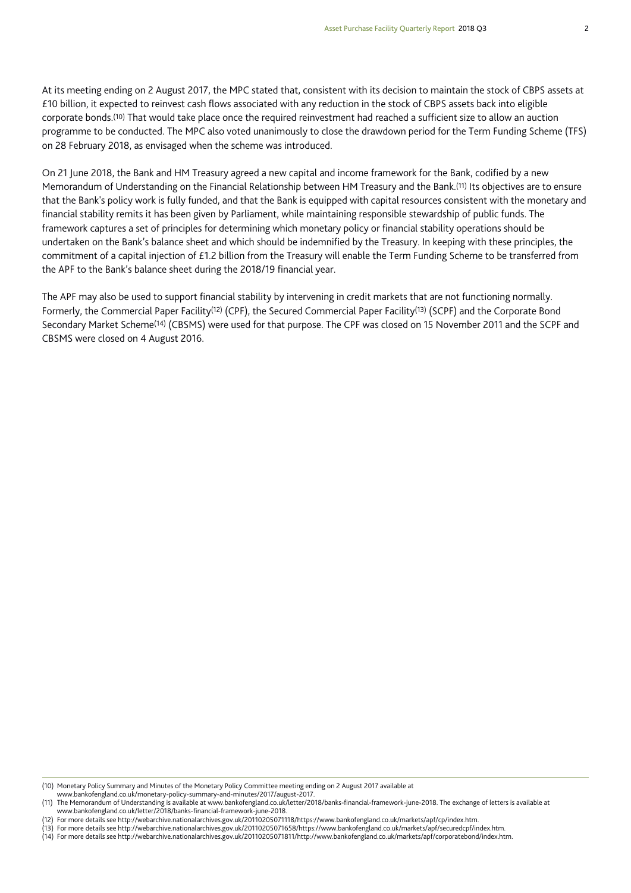At its meeting ending on 2 August 2017, the MPC stated that, consistent with its decision to maintain the stock of CBPS assets at £10 billion, it expected to reinvest cash flows associated with any reduction in the stock of CBPS assets back into eligible corporate bonds.[10] That would take place once the required reinvestment had reached a sufficient size to allow an auction programme to be conducted. The MPC also voted unanimously to close the drawdown period for the Term Funding Scheme (TFS) on 28 February 2018, as envisaged when the scheme was introduced.

On 21 June 2018, the Bank and HM Treasury agreed a new capital and income framework for the Bank, codified by a new Memorandum of Understanding on the Financial Relationship between HM Treasury and the Bank.[11] Its objectives are to ensure that the Bank's policy work is fully funded, and that the Bank is equipped with capital resources consistent with the monetary and financial stability remits it has been given by Parliament, while maintaining responsible stewardship of public funds. The framework captures a set of principles for determining which monetary policy or financial stability operations should be undertaken on the Bank's balance sheet and which should be indemnified by the Treasury. In keeping with these principles, the commitment of a capital injection of £1.2 billion from the Treasury will enable the Term Funding Scheme to be transferred from the APF to the Bank's balance sheet during the 2018/19 financial year.

The APF may also be used to support financial stability by intervening in credit markets that are not functioning normally. Formerly, the Commercial Paper Facility[12] (CPF), the Secured Commercial Paper Facility[13] (SCPF) and the Corporate Bond Secondary Market Scheme[14] (CBSMS) were used for that purpose. The CPF was closed on 15 November 2011 and the SCPF and CBSMS were closed on 4 August 2016.

---

(10) Monetary Policy Summary and Minutes of the Monetary Policy Committee meeting ending on 2 August 2017 available at www.bankofengland.co.uk/monetary-policy-summary-and-minutes/2017/august-2017.

(11) The Memorandum of Understanding is available at www.bankofengland.co.uk/letter/2018/banks-financial-framework-june-2018. The exchange of letters is available at www.bankofengland.co.uk/letter/2018/banks-financial-framework-june-2018.

(12) For more details see http://webarchive.nationalarchives.gov.uk/20110205071118/https://www.bankofengland.co.uk/markets/apf/cp/index.htm.

(13) For more details see http://webarchive.nationalarchives.gov.uk/20110205071658/https://www.bankofengland.co.uk/markets/apf/securedcpf/index.htm.

(14) For more details see http://webarchive.nationalarchives.gov.uk/20110205071811/http://www.bankofengland.co.uk/markets/apf/corporatebond/index.htm.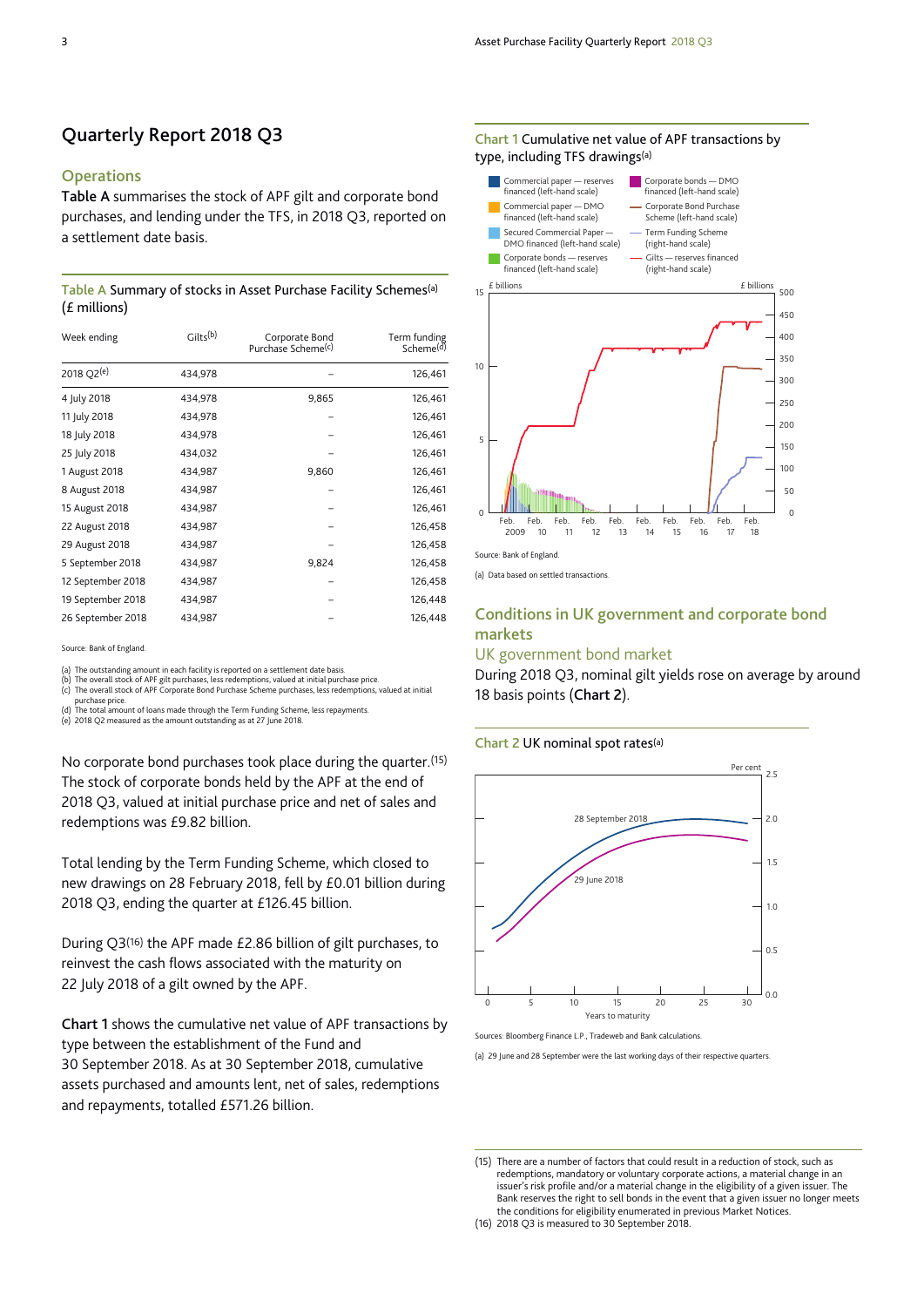# Quarterly Report 2018 Q3

## Operations

**Table A** summarises the stock of APF gilt and corporate bond purchases, and lending under the TFS, in 2018 Q3, reported on a settlement date basis.

**Table A** Summary of stocks in Asset Purchase Facility Schemes[(a)] (£ millions)

| Week ending | Gilts[(b)] | Corporate Bond Purchase Scheme[(c)] | Term funding Scheme[(d)] |
|---|---|---|---|
| 2018 Q2[(e)] | 434,978 | – | 126,461 |
| 4 July 2018 | 434,978 | 9,865 | 126,461 |
| 11 July 2018 | 434,978 | – | 126,461 |
| 18 July 2018 | 434,978 | – | 126,461 |
| 25 July 2018 | 434,032 | – | 126,461 |
| 1 August 2018 | 434,987 | 9,860 | 126,461 |
| 8 August 2018 | 434,987 | – | 126,461 |
| 15 August 2018 | 434,987 | – | 126,461 |
| 22 August 2018 | 434,987 | – | 126,458 |
| 29 August 2018 | 434,987 | – | 126,458 |
| 5 September 2018 | 434,987 | 9,824 | 126,458 |
| 12 September 2018 | 434,987 | – | 126,458 |
| 19 September 2018 | 434,987 | – | 126,448 |
| 26 September 2018 | 434,987 | – | 126,448 |

Source: Bank of England.

(a) The outstanding amount in each facility is reported on a settlement date basis.
(b) The overall stock of APF gilt purchases, less redemptions, valued at initial purchase price.
(c) The overall stock of APF Corporate Bond Purchase Scheme purchases, less redemptions, valued at initial purchase price.
(d) The total amount of loans made through the Term Funding Scheme, less repayments.
(e) 2018 Q2 measured as the amount outstanding as at 27 June 2018.

No corporate bond purchases took place during the quarter.[(15)] The stock of corporate bonds held by the APF at the end of 2018 Q3, valued at initial purchase price and net of sales and redemptions was £9.82 billion.

Total lending by the Term Funding Scheme, which closed to new drawings on 28 February 2018, fell by £0.01 billion during 2018 Q3, ending the quarter at £126.45 billion.

During Q3[(16)] the APF made £2.86 billion of gilt purchases, to reinvest the cash flows associated with the maturity on 22 July 2018 of a gilt owned by the APF.

**Chart 1** shows the cumulative net value of APF transactions by type between the establishment of the Fund and 30 September 2018. As at 30 September 2018, cumulative assets purchased and amounts lent, net of sales, redemptions and repayments, totalled £571.26 billion.

**Chart 1** Cumulative net value of APF transactions by type, including TFS drawings[(a)]

Source: Bank of England.

(a) Data based on settled transactions.

## Conditions in UK government and corporate bond markets

### UK government bond market

During 2018 Q3, nominal gilt yields rose on average by around 18 basis points (**Chart 2**).

**Chart 2** UK nominal spot rates[(a)]

Sources: Bloomberg Finance L.P., Tradeweb and Bank calculations.

(a) 29 June and 28 September were the last working days of their respective quarters.

(15) There are a number of factors that could result in a reduction of stock, such as redemptions, mandatory or voluntary corporate actions, a material change in an issuer's risk profile and/or a material change in the eligibility of a given issuer. The Bank reserves the right to sell bonds in the event that a given issuer no longer meets the conditions for eligibility enumerated in previous Market Notices.

(16) 2018 Q3 is measured to 30 September 2018.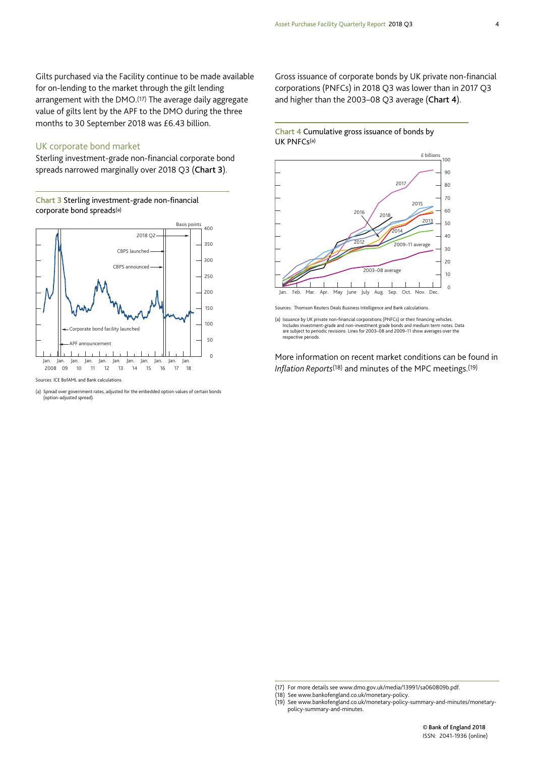Gilts purchased via the Facility continue to be made available for on-lending to the market through the gilt lending arrangement with the DMO.[17] The average daily aggregate value of gilts lent by the APF to the DMO during the three months to 30 September 2018 was £6.43 billion.

## UK corporate bond market

Sterling investment-grade non-financial corporate bond spreads narrowed marginally over 2018 Q3 (**Chart 3**).

**Chart 3** Sterling investment-grade non-financial corporate bond spreads[(a)]

Basis points
400
350
300
250
200
150
100
50
0

2018 Q2
CBPS launched
CBPS announced
Corporate bond facility launched
APF announcement

Jan. 2008
Jan. 09
Jan. 10
Jan. 11
Jan. 12
Jan. 13
Jan. 14
Jan. 15
Jan. 16
Jan. 17
Jan. 18

Sources: ICE BofAML and Bank calculations.

(a) Spread over government rates, adjusted for the embedded option values of certain bonds (option-adjusted spread).

Gross issuance of corporate bonds by UK private non-financial corporations (PNFCs) in 2018 Q3 was lower than in 2017 Q3 and higher than the 2003–08 Q3 average (**Chart 4**).

**Chart 4** Cumulative gross issuance of bonds by UK PNFCs[(a)]

£ billions
100
90
80
70
60
50
40
30
20
10
0

2017
2015
2016
2018
2013
2014
2012
2009–11 average
2003–08 average

Jan.
Feb.
Mar.
Apr.
May
June
July
Aug.
Sep.
Oct.
Nov.
Dec.

Sources: Thomson Reuters Deals Business Intelligence and Bank calculations.

(a) Issuance by UK private non-financial corporations (PNFCs) or their financing vehicles. Includes investment-grade and non-investment grade bonds and medium term notes. Data are subject to periodic revisions. Lines for 2003–08 and 2009–11 show averages over the respective periods.

More information on recent market conditions can be found in *Inflation Reports*[18] and minutes of the MPC meetings.[19]

(17) For more details see www.dmo.gov.uk/media/13991/sa060809b.pdf.
(18) See www.bankofengland.co.uk/monetary-policy.
(19) See www.bankofengland.co.uk/monetary-policy-summary-and-minutes/monetary-policy-summary-and-minutes.

© Bank of England 2018
ISSN: 2041-1936 (online)